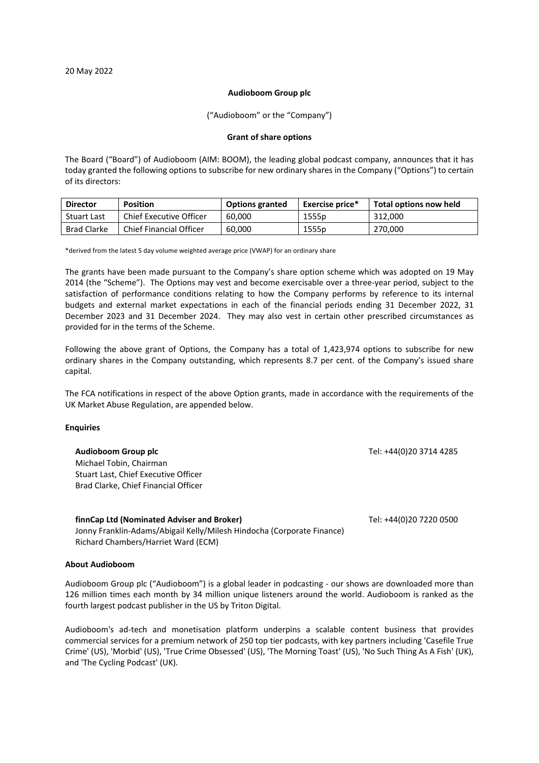20 May 2022

**Audioboom Group plc**

("Audioboom" or the "Company")

**Grant of share options**

The Board ("Board") of Audioboom (AIM: BOOM), the leading global podcast company, announces that it has today granted the following options to subscribe for new ordinary shares in the Company ("Options") to certain of its directors:

| Director | Position | Options granted | Exercise price* | Total options now held |
| --- | --- | --- | --- | --- |
| Stuart Last | Chief Executive Officer | 60,000 | 1555p | 312,000 |
| Brad Clarke | Chief Financial Officer | 60,000 | 1555p | 270,000 |

*derived from the latest 5 day volume weighted average price (VWAP) for an ordinary share

The grants have been made pursuant to the Company's share option scheme which was adopted on 19 May 2014 (the "Scheme"). The Options may vest and become exercisable over a three-year period, subject to the satisfaction of performance conditions relating to how the Company performs by reference to its internal budgets and external market expectations in each of the financial periods ending 31 December 2022, 31 December 2023 and 31 December 2024. They may also vest in certain other prescribed circumstances as provided for in the terms of the Scheme.

Following the above grant of Options, the Company has a total of 1,423,974 options to subscribe for new ordinary shares in the Company outstanding, which represents 8.7 per cent. of the Company's issued share capital.

The FCA notifications in respect of the above Option grants, made in accordance with the requirements of the UK Market Abuse Regulation, are appended below.

**Enquiries**

**Audioboom Group plc** Tel: +44(0)20 3714 4285
Michael Tobin, Chairman
Stuart Last, Chief Executive Officer
Brad Clarke, Chief Financial Officer

**finnCap Ltd (Nominated Adviser and Broker)** Tel: +44(0)20 7220 0500
Jonny Franklin-Adams/Abigail Kelly/Milesh Hindocha (Corporate Finance)
Richard Chambers/Harriet Ward (ECM)

**About Audioboom**

Audioboom Group plc ("Audioboom") is a global leader in podcasting - our shows are downloaded more than 126 million times each month by 34 million unique listeners around the world. Audioboom is ranked as the fourth largest podcast publisher in the US by Triton Digital.

Audioboom's ad-tech and monetisation platform underpins a scalable content business that provides commercial services for a premium network of 250 top tier podcasts, with key partners including 'Casefile True Crime' (US), 'Morbid' (US), 'True Crime Obsessed' (US), 'The Morning Toast' (US), 'No Such Thing As A Fish' (UK), and 'The Cycling Podcast' (UK).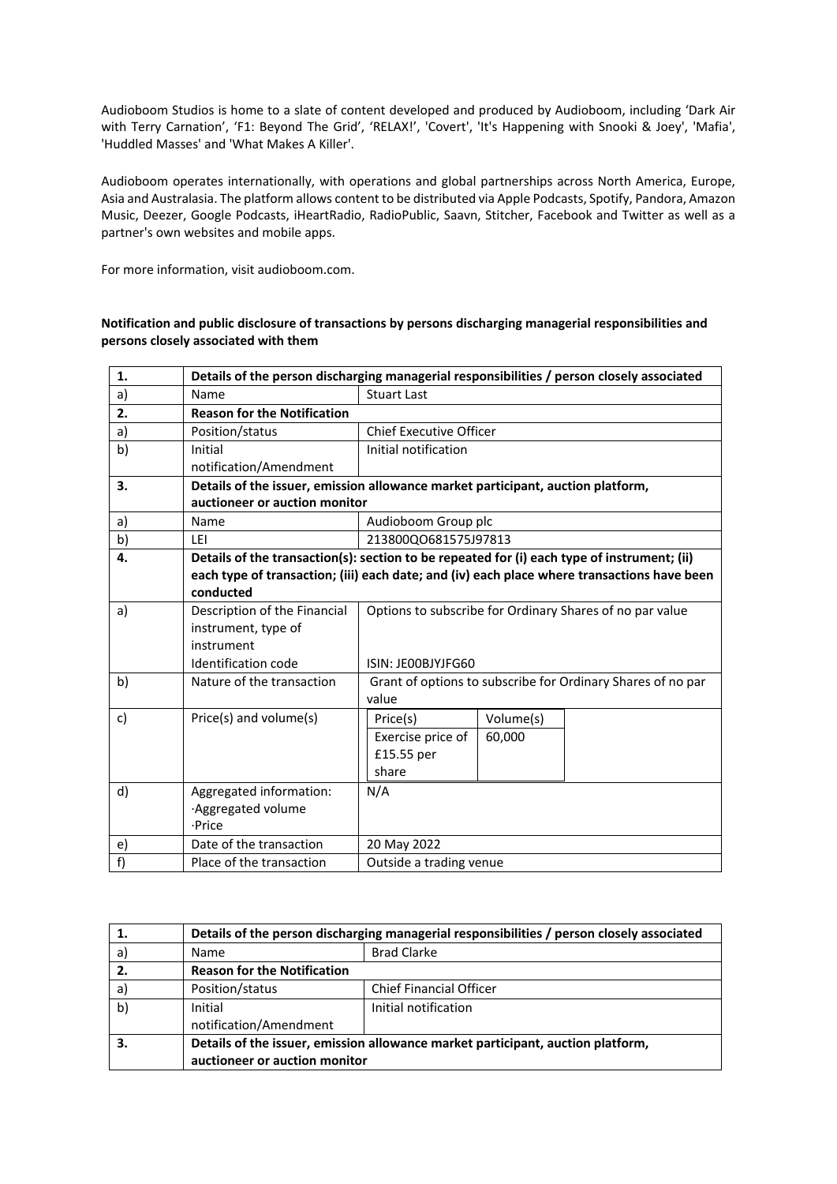Audioboom Studios is home to a slate of content developed and produced by Audioboom, including 'Dark Air with Terry Carnation', 'F1: Beyond The Grid', 'RELAX!', 'Covert', 'It's Happening with Snooki & Joey', 'Mafia', 'Huddled Masses' and 'What Makes A Killer'.

Audioboom operates internationally, with operations and global partnerships across North America, Europe, Asia and Australasia. The platform allows content to be distributed via Apple Podcasts, Spotify, Pandora, Amazon Music, Deezer, Google Podcasts, iHeartRadio, RadioPublic, Saavn, Stitcher, Facebook and Twitter as well as a partner's own websites and mobile apps.

For more information, visit audioboom.com.

**Notification and public disclosure of transactions by persons discharging managerial responsibilities and persons closely associated with them**

| 1. | **Details of the person discharging managerial responsibilities / person closely associated** | |
|---|---|---|
| a) | Name | Stuart Last |
| **2.** | **Reason for the Notification** | |
| a) | Position/status | Chief Executive Officer |
| b) | Initial notification/Amendment | Initial notification |
| **3.** | **Details of the issuer, emission allowance market participant, auction platform, auctioneer or auction monitor** | |
| a) | Name | Audioboom Group plc |
| b) | LEI | 213800QO681575J97813 |
| **4.** | **Details of the transaction(s): section to be repeated for (i) each type of instrument; (ii) each type of transaction; (iii) each date; and (iv) each place where transactions have been conducted** | |
| a) | Description of the Financial instrument, type of instrument<br>Identification code | Options to subscribe for Ordinary Shares of no par value<br>ISIN: JE00BJYJFG60 |
| b) | Nature of the transaction | Grant of options to subscribe for Ordinary Shares of no par value |
| c) | Price(s) and volume(s) | Price(s): Exercise price of £15.55 per share; Volume(s): 60,000 |
| d) | Aggregated information:<br>·Aggregated volume<br>·Price | N/A |
| e) | Date of the transaction | 20 May 2022 |
| f) | Place of the transaction | Outside a trading venue |

| 1. | **Details of the person discharging managerial responsibilities / person closely associated** | |
|---|---|---|
| a) | Name | Brad Clarke |
| **2.** | **Reason for the Notification** | |
| a) | Position/status | Chief Financial Officer |
| b) | Initial notification/Amendment | Initial notification |
| **3.** | **Details of the issuer, emission allowance market participant, auction platform, auctioneer or auction monitor** | |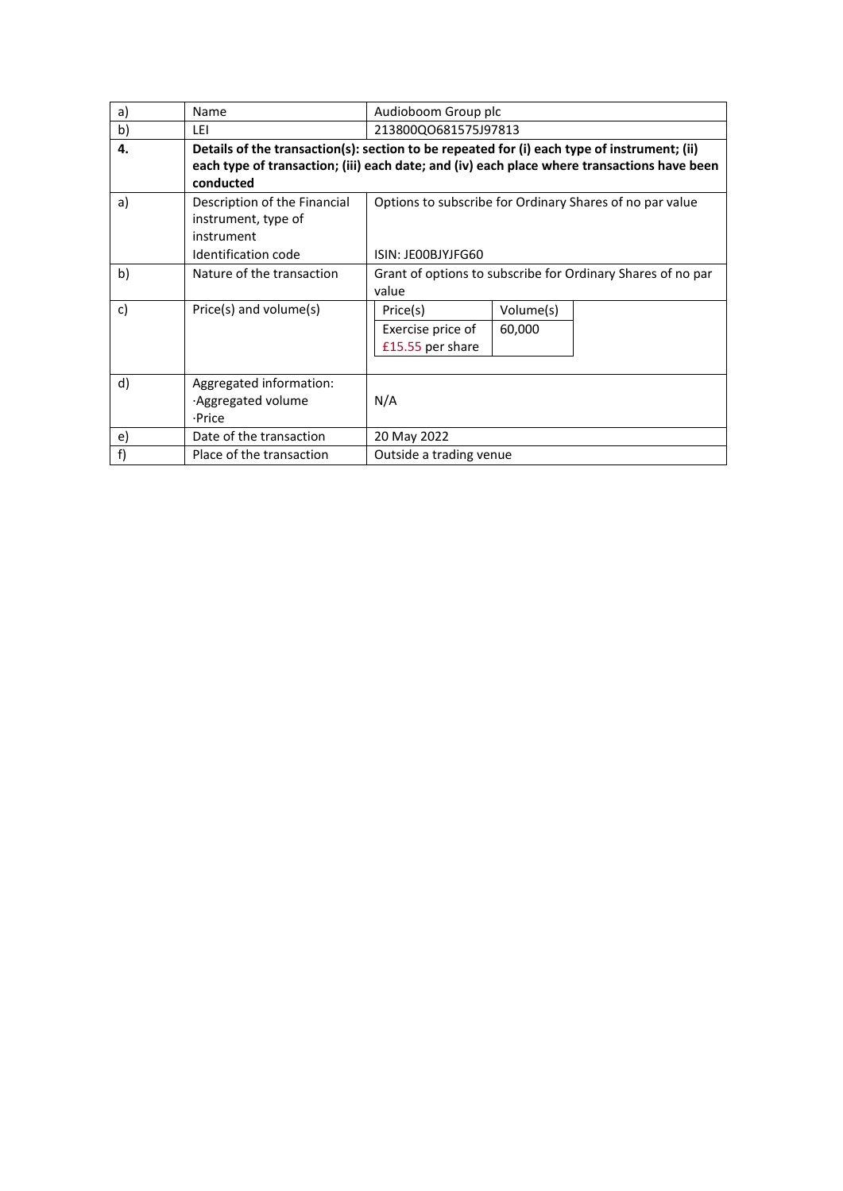| | | |
|---|---|---|
| a) | Name | Audioboom Group plc |
| b) | LEI | 213800QO681575J97813 |
| **4.** | **Details of the transaction(s): section to be repeated for (i) each type of instrument; (ii) each type of transaction; (iii) each date; and (iv) each place where transactions have been conducted** | |
| a) | Description of the Financial instrument, type of instrument<br>Identification code | Options to subscribe for Ordinary Shares of no par value<br><br>ISIN: JE00BJYJFG60 |
| b) | Nature of the transaction | Grant of options to subscribe for Ordinary Shares of no par value |
| c) | Price(s) and volume(s) | Price(s): Exercise price of £15.55 per share; Volume(s): 60,000 |
| d) | Aggregated information:<br>·Aggregated volume<br>·Price | N/A |
| e) | Date of the transaction | 20 May 2022 |
| f) | Place of the transaction | Outside a trading venue |